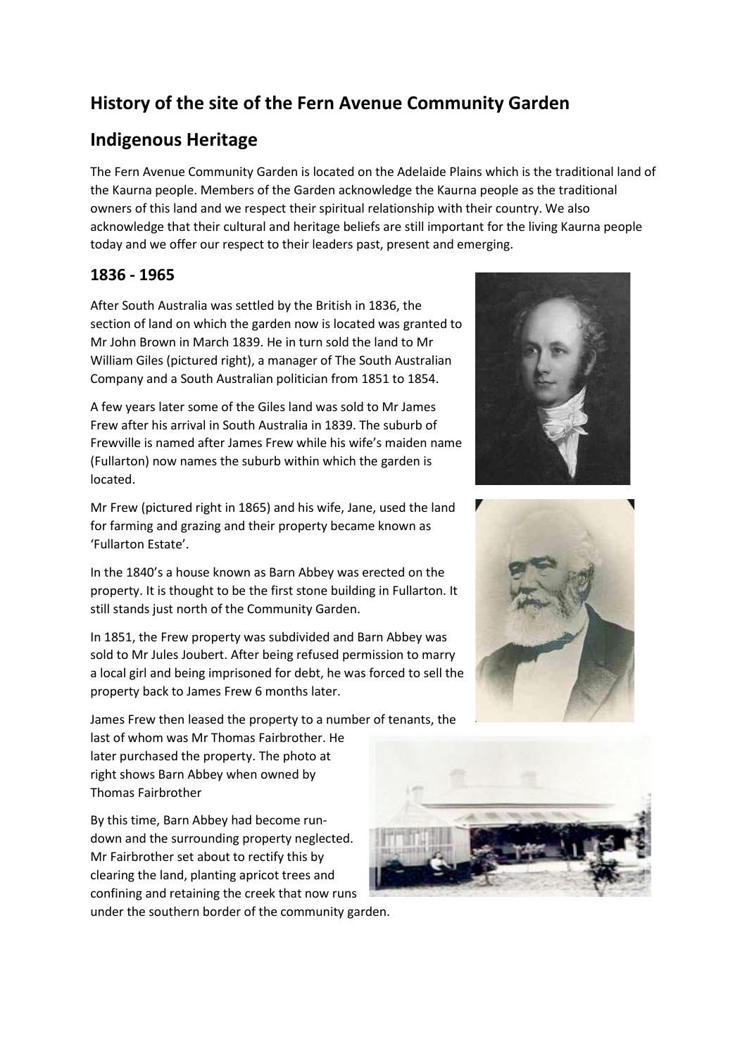# History of the site of the Fern Avenue Community Garden

## Indigenous Heritage

The Fern Avenue Community Garden is located on the Adelaide Plains which is the traditional land of the Kaurna people. Members of the Garden acknowledge the Kaurna people as the traditional owners of this land and we respect their spiritual relationship with their country. We also acknowledge that their cultural and heritage beliefs are still important for the living Kaurna people today and we offer our respect to their leaders past, present and emerging.

### 1836 - 1965

After South Australia was settled by the British in 1836, the section of land on which the garden now is located was granted to Mr John Brown in March 1839. He in turn sold the land to Mr William Giles (pictured right), a manager of The South Australian Company and a South Australian politician from 1851 to 1854.

A few years later some of the Giles land was sold to Mr James Frew after his arrival in South Australia in 1839. The suburb of Frewville is named after James Frew while his wife's maiden name (Fullarton) now names the suburb within which the garden is located.

Mr Frew (pictured right in 1865) and his wife, Jane, used the land for farming and grazing and their property became known as 'Fullarton Estate'.

In the 1840's a house known as Barn Abbey was erected on the property. It is thought to be the first stone building in Fullarton. It still stands just north of the Community Garden.

In 1851, the Frew property was subdivided and Barn Abbey was sold to Mr Jules Joubert. After being refused permission to marry a local girl and being imprisoned for debt, he was forced to sell the property back to James Frew 6 months later.

James Frew then leased the property to a number of tenants, the last of whom was Mr Thomas Fairbrother. He later purchased the property. The photo at right shows Barn Abbey when owned by Thomas Fairbrother

By this time, Barn Abbey had become run-down and the surrounding property neglected. Mr Fairbrother set about to rectify this by clearing the land, planting apricot trees and confining and retaining the creek that now runs under the southern border of the community garden.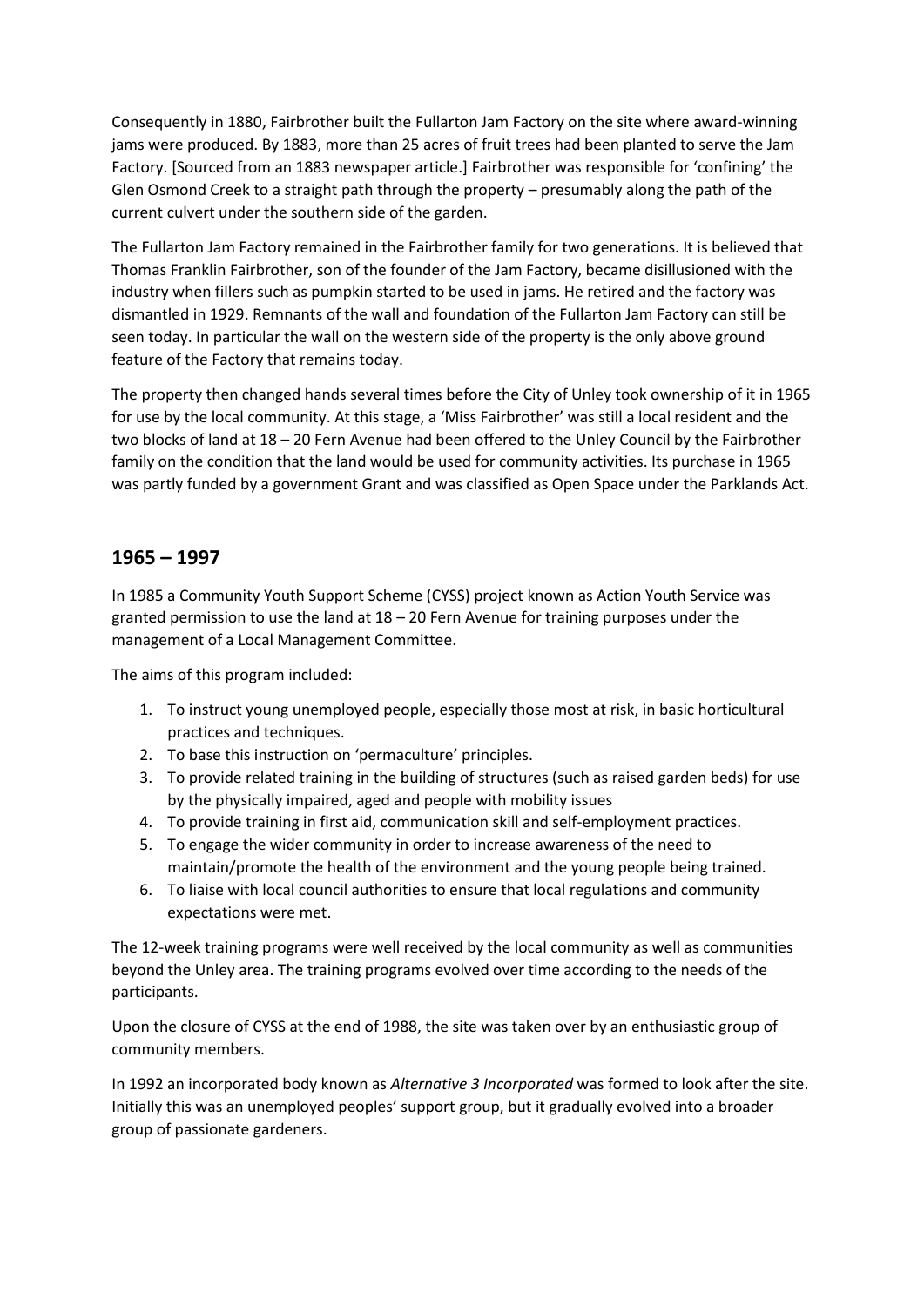Consequently in 1880, Fairbrother built the Fullarton Jam Factory on the site where award-winning jams were produced. By 1883, more than 25 acres of fruit trees had been planted to serve the Jam Factory. [Sourced from an 1883 newspaper article.] Fairbrother was responsible for 'confining' the Glen Osmond Creek to a straight path through the property – presumably along the path of the current culvert under the southern side of the garden.

The Fullarton Jam Factory remained in the Fairbrother family for two generations. It is believed that Thomas Franklin Fairbrother, son of the founder of the Jam Factory, became disillusioned with the industry when fillers such as pumpkin started to be used in jams. He retired and the factory was dismantled in 1929. Remnants of the wall and foundation of the Fullarton Jam Factory can still be seen today. In particular the wall on the western side of the property is the only above ground feature of the Factory that remains today.

The property then changed hands several times before the City of Unley took ownership of it in 1965 for use by the local community. At this stage, a 'Miss Fairbrother' was still a local resident and the two blocks of land at 18 – 20 Fern Avenue had been offered to the Unley Council by the Fairbrother family on the condition that the land would be used for community activities. Its purchase in 1965 was partly funded by a government Grant and was classified as Open Space under the Parklands Act.

## 1965 – 1997

In 1985 a Community Youth Support Scheme (CYSS) project known as Action Youth Service was granted permission to use the land at 18 – 20 Fern Avenue for training purposes under the management of a Local Management Committee.

The aims of this program included:

1. To instruct young unemployed people, especially those most at risk, in basic horticultural practices and techniques.
2. To base this instruction on 'permaculture' principles.
3. To provide related training in the building of structures (such as raised garden beds) for use by the physically impaired, aged and people with mobility issues
4. To provide training in first aid, communication skill and self-employment practices.
5. To engage the wider community in order to increase awareness of the need to maintain/promote the health of the environment and the young people being trained.
6. To liaise with local council authorities to ensure that local regulations and community expectations were met.

The 12-week training programs were well received by the local community as well as communities beyond the Unley area. The training programs evolved over time according to the needs of the participants.

Upon the closure of CYSS at the end of 1988, the site was taken over by an enthusiastic group of community members.

In 1992 an incorporated body known as *Alternative 3 Incorporated* was formed to look after the site. Initially this was an unemployed peoples' support group, but it gradually evolved into a broader group of passionate gardeners.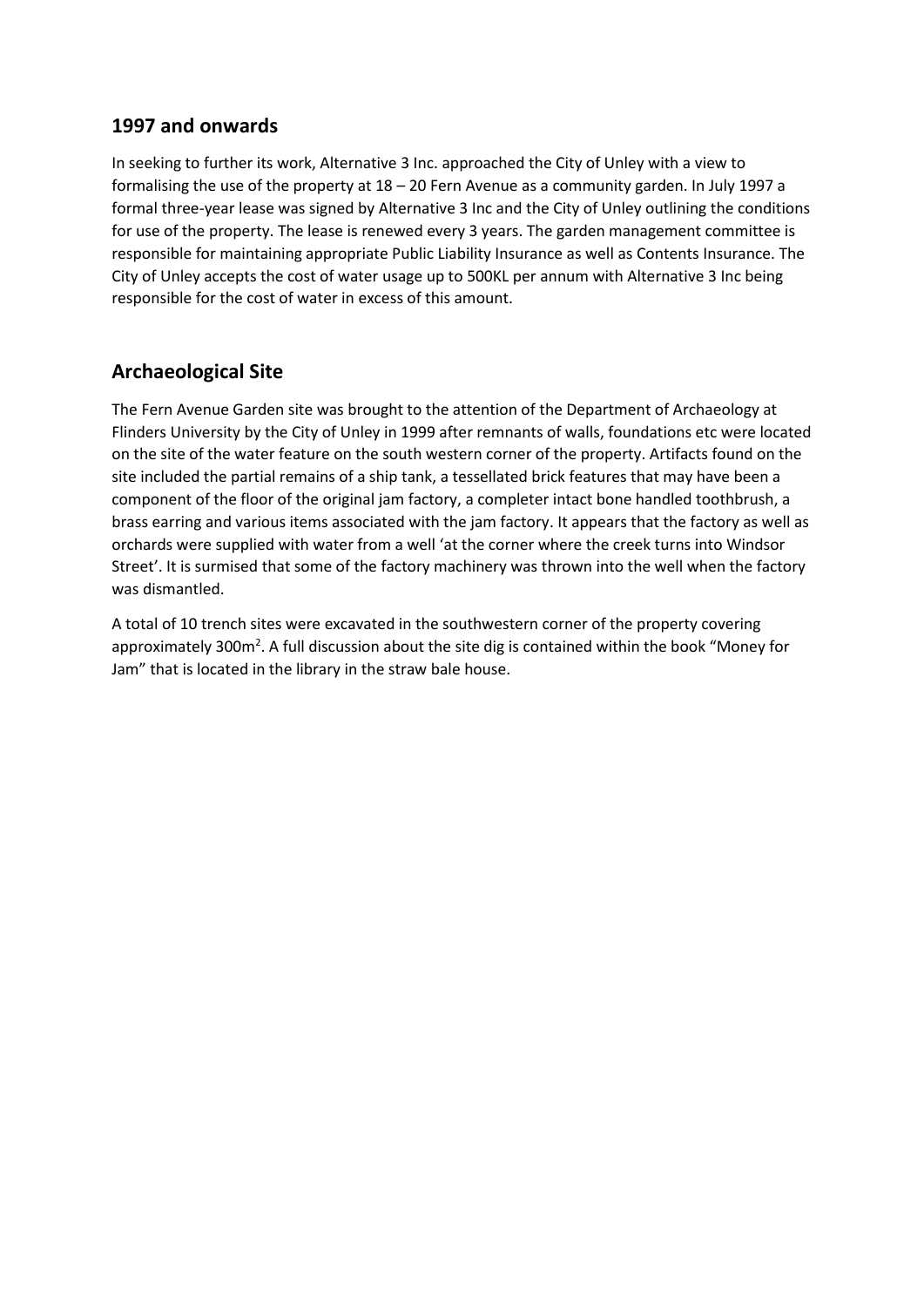## 1997 and onwards

In seeking to further its work, Alternative 3 Inc. approached the City of Unley with a view to formalising the use of the property at 18 – 20 Fern Avenue as a community garden. In July 1997 a formal three-year lease was signed by Alternative 3 Inc and the City of Unley outlining the conditions for use of the property. The lease is renewed every 3 years. The garden management committee is responsible for maintaining appropriate Public Liability Insurance as well as Contents Insurance. The City of Unley accepts the cost of water usage up to 500KL per annum with Alternative 3 Inc being responsible for the cost of water in excess of this amount.

## Archaeological Site

The Fern Avenue Garden site was brought to the attention of the Department of Archaeology at Flinders University by the City of Unley in 1999 after remnants of walls, foundations etc were located on the site of the water feature on the south western corner of the property. Artifacts found on the site included the partial remains of a ship tank, a tessellated brick features that may have been a component of the floor of the original jam factory, a completer intact bone handled toothbrush, a brass earring and various items associated with the jam factory. It appears that the factory as well as orchards were supplied with water from a well 'at the corner where the creek turns into Windsor Street'. It is surmised that some of the factory machinery was thrown into the well when the factory was dismantled.

A total of 10 trench sites were excavated in the southwestern corner of the property covering approximately 300m$^2$. A full discussion about the site dig is contained within the book "Money for Jam" that is located in the library in the straw bale house.